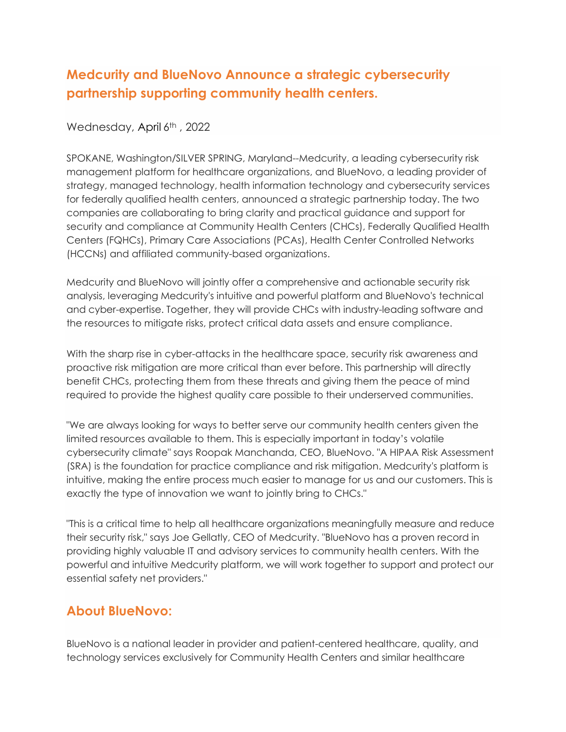## Medcurity and BlueNovo Announce a strategic cybersecurity partnership supporting community health centers.

Wednesday, April 6th , 2022

SPOKANE, Washington/SILVER SPRING, Maryland--Medcurity, a leading cybersecurity risk management platform for healthcare organizations, and BlueNovo, a leading provider of strategy, managed technology, health information technology and cybersecurity services for federally qualified health centers, announced a strategic partnership today. The two companies are collaborating to bring clarity and practical guidance and support for security and compliance at Community Health Centers (CHCs), Federally Qualified Health Centers (FQHCs), Primary Care Associations (PCAs), Health Center Controlled Networks (HCCNs) and affiliated community-based organizations.

Medcurity and BlueNovo will jointly offer a comprehensive and actionable security risk analysis, leveraging Medcurity's intuitive and powerful platform and BlueNovo's technical and cyber-expertise. Together, they will provide CHCs with industry-leading software and the resources to mitigate risks, protect critical data assets and ensure compliance.

With the sharp rise in cyber-attacks in the healthcare space, security risk awareness and proactive risk mitigation are more critical than ever before. This partnership will directly benefit CHCs, protecting them from these threats and giving them the peace of mind required to provide the highest quality care possible to their underserved communities.

"We are always looking for ways to better serve our community health centers given the limited resources available to them. This is especially important in today's volatile cybersecurity climate" says Roopak Manchanda, CEO, BlueNovo. "A HIPAA Risk Assessment (SRA) is the foundation for practice compliance and risk mitigation. Medcurity's platform is intuitive, making the entire process much easier to manage for us and our customers. This is exactly the type of innovation we want to jointly bring to CHCs."

"This is a critical time to help all healthcare organizations meaningfully measure and reduce their security risk," says Joe Gellatly, CEO of Medcurity. "BlueNovo has a proven record in providing highly valuable IT and advisory services to community health centers. With the powerful and intuitive Medcurity platform, we will work together to support and protect our essential safety net providers."

## About BlueNovo:

BlueNovo is a national leader in provider and patient-centered healthcare, quality, and technology services exclusively for Community Health Centers and similar healthcare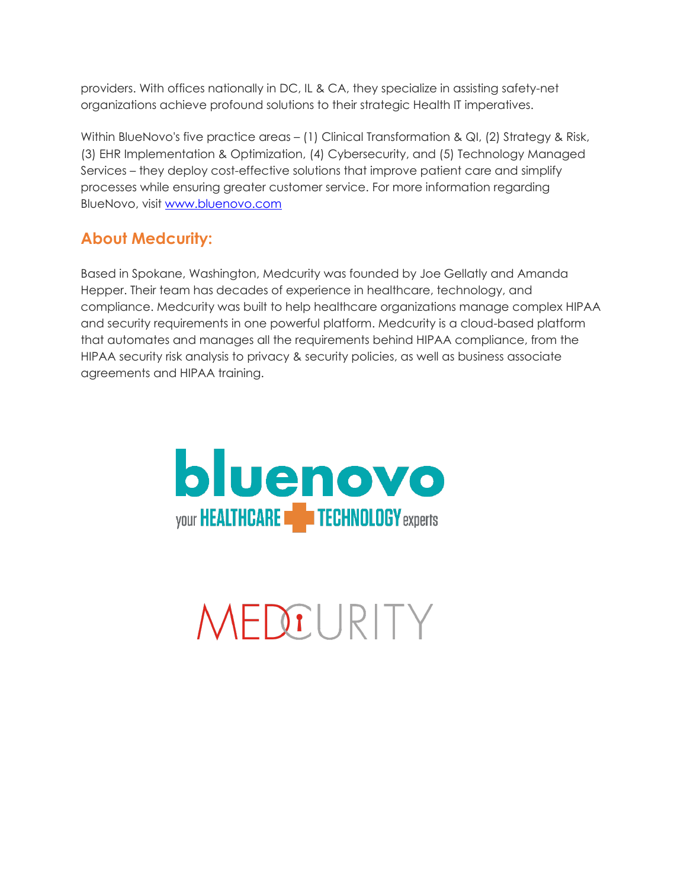providers. With offices nationally in DC, IL & CA, they specialize in assisting safety-net organizations achieve profound solutions to their strategic Health IT imperatives.

Within BlueNovo's five practice areas – (1) Clinical Transformation & QI, (2) Strategy & Risk, (3) EHR Implementation & Optimization, (4) Cybersecurity, and (5) Technology Managed Services – they deploy cost-effective solutions that improve patient care and simplify processes while ensuring greater customer service. For more information regarding BlueNovo, visit [www.bluenovo.com](http://www.bluenovo.com)

## About Medcurity:

Based in Spokane, Washington, Medcurity was founded by Joe Gellatly and Amanda Hepper. Their team has decades of experience in healthcare, technology, and compliance. Medcurity was built to help healthcare organizations manage complex HIPAA and security requirements in one powerful platform. Medcurity is a cloud-based platform that automates and manages all the requirements behind HIPAA compliance, from the HIPAA security risk analysis to privacy & security policies, as well as business associate agreements and HIPAA training.

bluenovo
your HEALTHCARE TECHNOLOGY experts

MEDCURITY